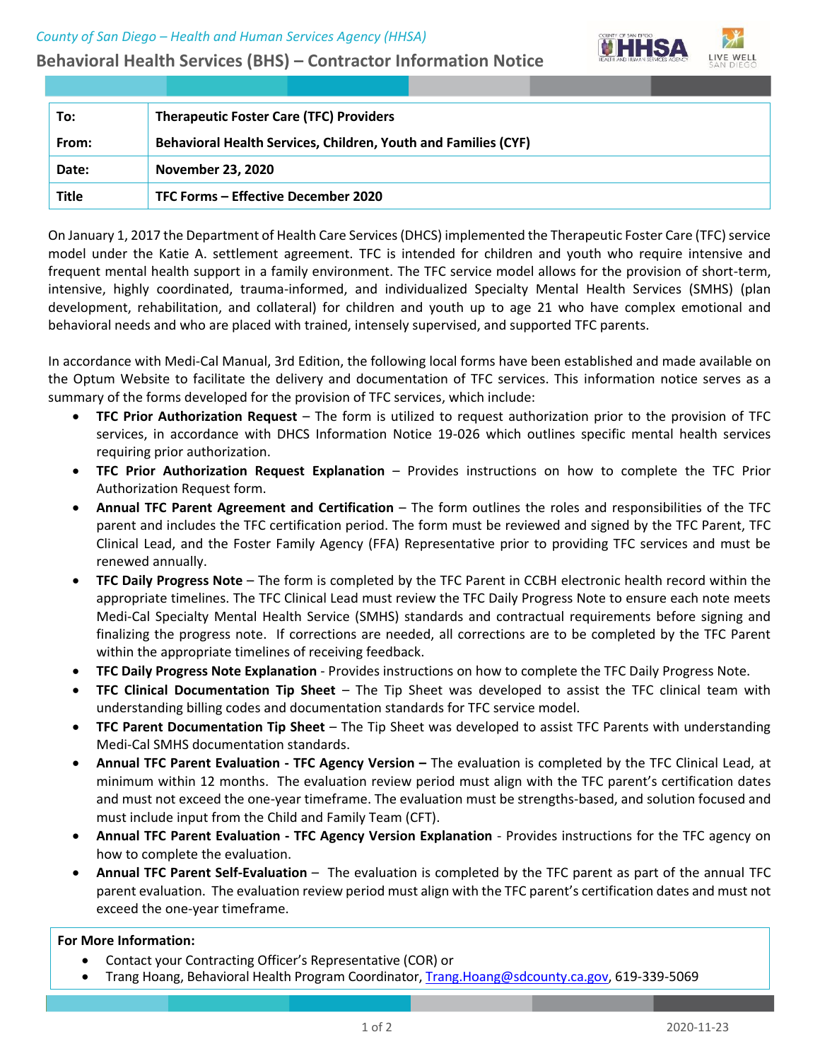*County of San Diego – Health and Human Services Agency (HHSA)*

## Behavioral Health Services (BHS) – Contractor Information Notice

| | |
|---|---|
| **To:** | **Therapeutic Foster Care (TFC) Providers** |
| **From:** | **Behavioral Health Services, Children, Youth and Families (CYF)** |
| **Date:** | **November 23, 2020** |
| **Title** | **TFC Forms – Effective December 2020** |

On January 1, 2017 the Department of Health Care Services (DHCS) implemented the Therapeutic Foster Care (TFC) service model under the Katie A. settlement agreement. TFC is intended for children and youth who require intensive and frequent mental health support in a family environment. The TFC service model allows for the provision of short-term, intensive, highly coordinated, trauma-informed, and individualized Specialty Mental Health Services (SMHS) (plan development, rehabilitation, and collateral) for children and youth up to age 21 who have complex emotional and behavioral needs and who are placed with trained, intensely supervised, and supported TFC parents.

In accordance with Medi-Cal Manual, 3rd Edition, the following local forms have been established and made available on the Optum Website to facilitate the delivery and documentation of TFC services. This information notice serves as a summary of the forms developed for the provision of TFC services, which include:

- **TFC Prior Authorization Request** – The form is utilized to request authorization prior to the provision of TFC services, in accordance with DHCS Information Notice 19-026 which outlines specific mental health services requiring prior authorization.
- **TFC Prior Authorization Request Explanation** – Provides instructions on how to complete the TFC Prior Authorization Request form.
- **Annual TFC Parent Agreement and Certification** – The form outlines the roles and responsibilities of the TFC parent and includes the TFC certification period. The form must be reviewed and signed by the TFC Parent, TFC Clinical Lead, and the Foster Family Agency (FFA) Representative prior to providing TFC services and must be renewed annually.
- **TFC Daily Progress Note** – The form is completed by the TFC Parent in CCBH electronic health record within the appropriate timelines. The TFC Clinical Lead must review the TFC Daily Progress Note to ensure each note meets Medi-Cal Specialty Mental Health Service (SMHS) standards and contractual requirements before signing and finalizing the progress note. If corrections are needed, all corrections are to be completed by the TFC Parent within the appropriate timelines of receiving feedback.
- **TFC Daily Progress Note Explanation** - Provides instructions on how to complete the TFC Daily Progress Note.
- **TFC Clinical Documentation Tip Sheet** – The Tip Sheet was developed to assist the TFC clinical team with understanding billing codes and documentation standards for TFC service model.
- **TFC Parent Documentation Tip Sheet** – The Tip Sheet was developed to assist TFC Parents with understanding Medi-Cal SMHS documentation standards.
- **Annual TFC Parent Evaluation - TFC Agency Version –** The evaluation is completed by the TFC Clinical Lead, at minimum within 12 months. The evaluation review period must align with the TFC parent's certification dates and must not exceed the one-year timeframe. The evaluation must be strengths-based, and solution focused and must include input from the Child and Family Team (CFT).
- **Annual TFC Parent Evaluation - TFC Agency Version Explanation** - Provides instructions for the TFC agency on how to complete the evaluation.
- **Annual TFC Parent Self-Evaluation** – The evaluation is completed by the TFC parent as part of the annual TFC parent evaluation. The evaluation review period must align with the TFC parent's certification dates and must not exceed the one-year timeframe.

**For More Information:**

- Contact your Contracting Officer's Representative (COR) or
- Trang Hoang, Behavioral Health Program Coordinator, Trang.Hoang@sdcounty.ca.gov, 619-339-5069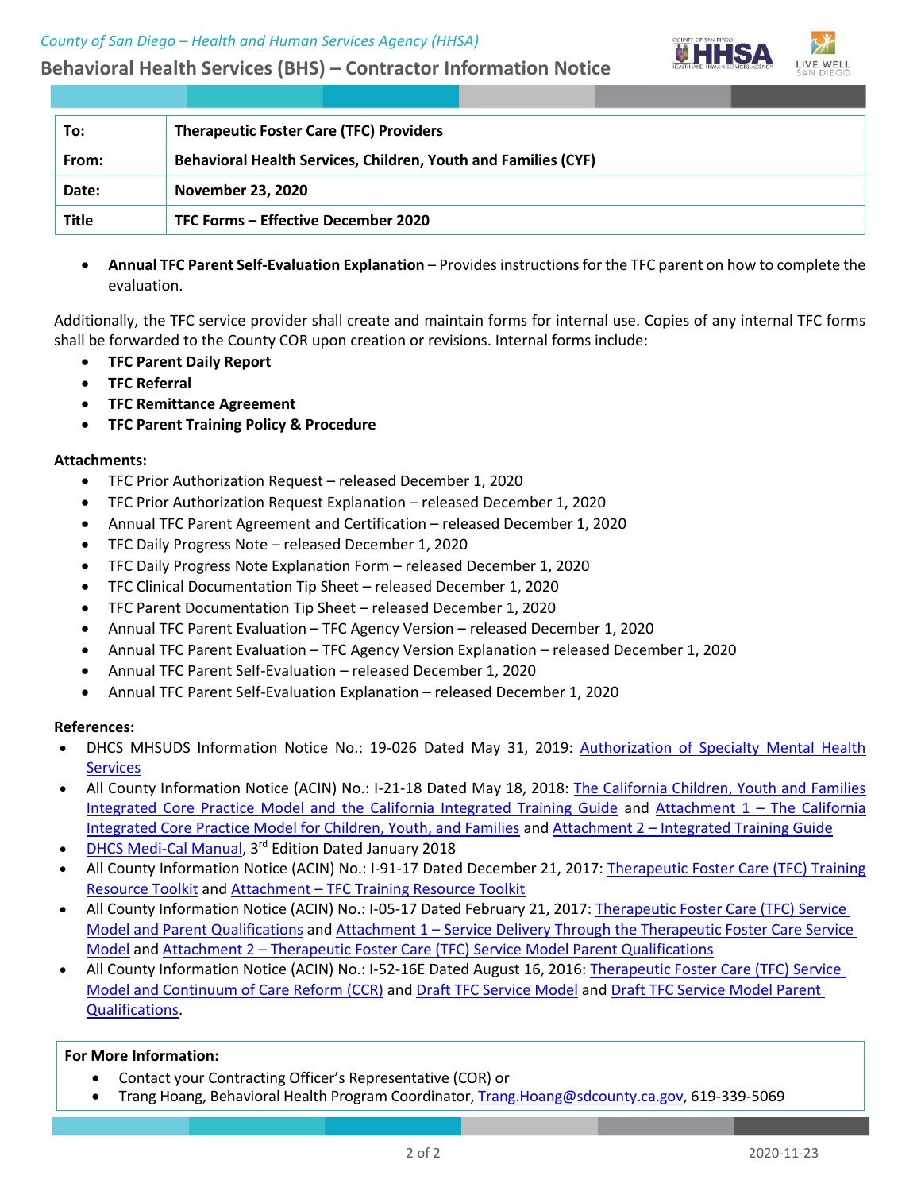County of San Diego – Health and Human Services Agency (HHSA)

**Behavioral Health Services (BHS) – Contractor Information Notice**

| | |
|---|---|
| **To:** | **Therapeutic Foster Care (TFC) Providers** |
| **From:** | **Behavioral Health Services, Children, Youth and Families (CYF)** |
| **Date:** | **November 23, 2020** |
| **Title** | **TFC Forms – Effective December 2020** |

- **Annual TFC Parent Self-Evaluation Explanation** – Provides instructions for the TFC parent on how to complete the evaluation.

Additionally, the TFC service provider shall create and maintain forms for internal use. Copies of any internal TFC forms shall be forwarded to the County COR upon creation or revisions. Internal forms include:

- **TFC Parent Daily Report**
- **TFC Referral**
- **TFC Remittance Agreement**
- **TFC Parent Training Policy & Procedure**

**Attachments:**

- TFC Prior Authorization Request – released December 1, 2020
- TFC Prior Authorization Request Explanation – released December 1, 2020
- Annual TFC Parent Agreement and Certification – released December 1, 2020
- TFC Daily Progress Note – released December 1, 2020
- TFC Daily Progress Note Explanation Form – released December 1, 2020
- TFC Clinical Documentation Tip Sheet – released December 1, 2020
- TFC Parent Documentation Tip Sheet – released December 1, 2020
- Annual TFC Parent Evaluation – TFC Agency Version – released December 1, 2020
- Annual TFC Parent Evaluation – TFC Agency Version Explanation – released December 1, 2020
- Annual TFC Parent Self-Evaluation – released December 1, 2020
- Annual TFC Parent Self-Evaluation Explanation – released December 1, 2020

**References:**

- DHCS MHSUDS Information Notice No.: 19-026 Dated May 31, 2019: Authorization of Specialty Mental Health Services
- All County Information Notice (ACIN) No.: I-21-18 Dated May 18, 2018: The California Children, Youth and Families Integrated Core Practice Model and the California Integrated Training Guide and Attachment 1 – The California Integrated Core Practice Model for Children, Youth, and Families and Attachment 2 – Integrated Training Guide
- DHCS Medi-Cal Manual, 3rd Edition Dated January 2018
- All County Information Notice (ACIN) No.: I-91-17 Dated December 21, 2017: Therapeutic Foster Care (TFC) Training Resource Toolkit and Attachment – TFC Training Resource Toolkit
- All County Information Notice (ACIN) No.: I-05-17 Dated February 21, 2017: Therapeutic Foster Care (TFC) Service Model and Parent Qualifications and Attachment 1 – Service Delivery Through the Therapeutic Foster Care Service Model and Attachment 2 – Therapeutic Foster Care (TFC) Service Model Parent Qualifications
- All County Information Notice (ACIN) No.: I-52-16E Dated August 16, 2016: Therapeutic Foster Care (TFC) Service Model and Continuum of Care Reform (CCR) and Draft TFC Service Model and Draft TFC Service Model Parent Qualifications.

**For More Information:**

- Contact your Contracting Officer's Representative (COR) or
- Trang Hoang, Behavioral Health Program Coordinator, Trang.Hoang@sdcounty.ca.gov, 619-339-5069